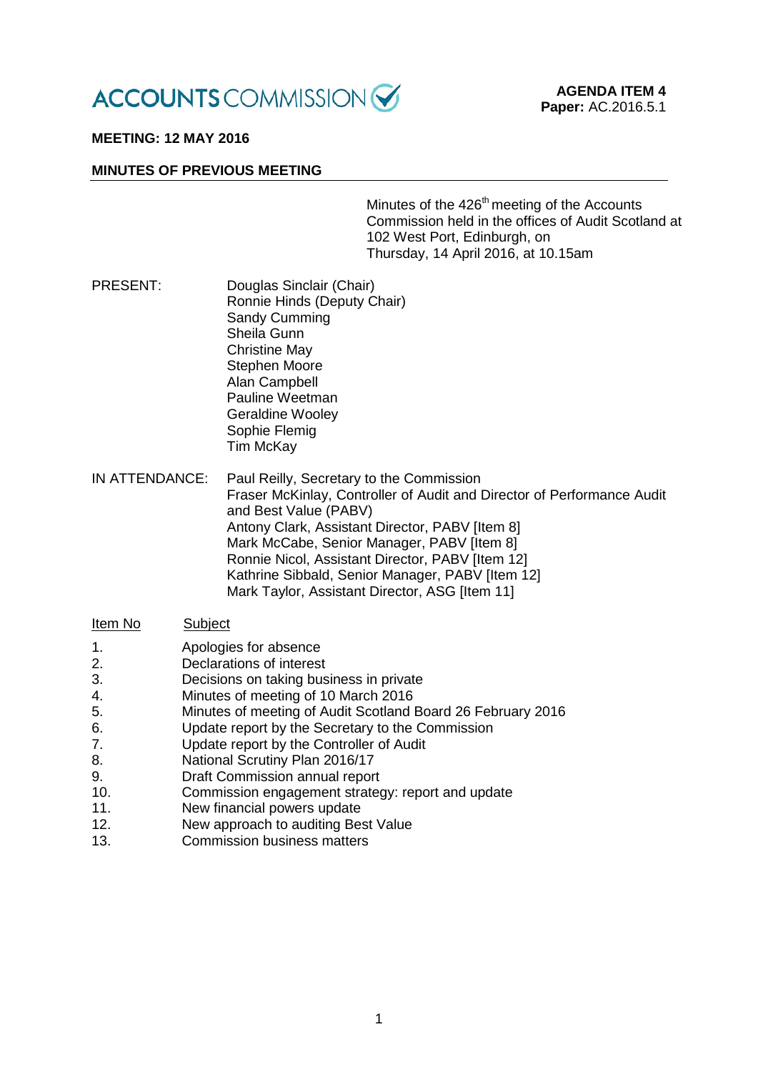ACCOUNTS COMMISSION

**AGENDA ITEM 4**
**Paper:** AC.2016.5.1

**MEETING: 12 MAY 2016**

**MINUTES OF PREVIOUS MEETING**

Minutes of the 426th meeting of the Accounts Commission held in the offices of Audit Scotland at 102 West Port, Edinburgh, on Thursday, 14 April 2016, at 10.15am

PRESENT:

Douglas Sinclair (Chair)
Ronnie Hinds (Deputy Chair)
Sandy Cumming
Sheila Gunn
Christine May
Stephen Moore
Alan Campbell
Pauline Weetman
Geraldine Wooley
Sophie Flemig
Tim McKay

IN ATTENDANCE:

Paul Reilly, Secretary to the Commission
Fraser McKinlay, Controller of Audit and Director of Performance Audit and Best Value (PABV)
Antony Clark, Assistant Director, PABV [Item 8]
Mark McCabe, Senior Manager, PABV [Item 8]
Ronnie Nicol, Assistant Director, PABV [Item 12]
Kathrine Sibbald, Senior Manager, PABV [Item 12]
Mark Taylor, Assistant Director, ASG [Item 11]

| Item No | Subject |
|---|---|
| 1. | Apologies for absence |
| 2. | Declarations of interest |
| 3. | Decisions on taking business in private |
| 4. | Minutes of meeting of 10 March 2016 |
| 5. | Minutes of meeting of Audit Scotland Board 26 February 2016 |
| 6. | Update report by the Secretary to the Commission |
| 7. | Update report by the Controller of Audit |
| 8. | National Scrutiny Plan 2016/17 |
| 9. | Draft Commission annual report |
| 10. | Commission engagement strategy: report and update |
| 11. | New financial powers update |
| 12. | New approach to auditing Best Value |
| 13. | Commission business matters |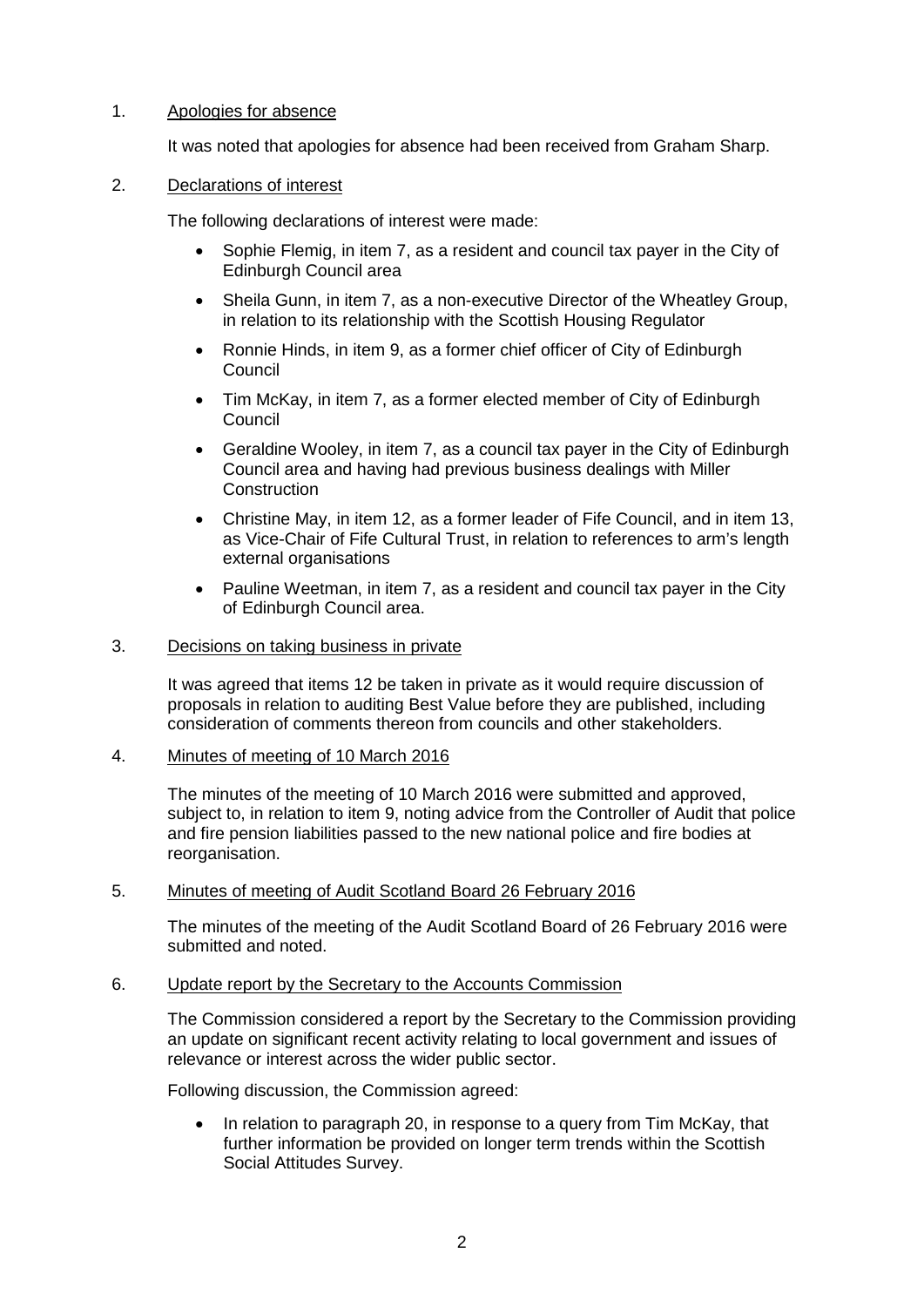1. Apologies for absence

   It was noted that apologies for absence had been received from Graham Sharp.

2. Declarations of interest

   The following declarations of interest were made:

   - Sophie Flemig, in item 7, as a resident and council tax payer in the City of Edinburgh Council area
   - Sheila Gunn, in item 7, as a non-executive Director of the Wheatley Group, in relation to its relationship with the Scottish Housing Regulator
   - Ronnie Hinds, in item 9, as a former chief officer of City of Edinburgh Council
   - Tim McKay, in item 7, as a former elected member of City of Edinburgh Council
   - Geraldine Wooley, in item 7, as a council tax payer in the City of Edinburgh Council area and having had previous business dealings with Miller Construction
   - Christine May, in item 12, as a former leader of Fife Council, and in item 13, as Vice-Chair of Fife Cultural Trust, in relation to references to arm's length external organisations
   - Pauline Weetman, in item 7, as a resident and council tax payer in the City of Edinburgh Council area.

3. Decisions on taking business in private

   It was agreed that items 12 be taken in private as it would require discussion of proposals in relation to auditing Best Value before they are published, including consideration of comments thereon from councils and other stakeholders.

4. Minutes of meeting of 10 March 2016

   The minutes of the meeting of 10 March 2016 were submitted and approved, subject to, in relation to item 9, noting advice from the Controller of Audit that police and fire pension liabilities passed to the new national police and fire bodies at reorganisation.

5. Minutes of meeting of Audit Scotland Board 26 February 2016

   The minutes of the meeting of the Audit Scotland Board of 26 February 2016 were submitted and noted.

6. Update report by the Secretary to the Accounts Commission

   The Commission considered a report by the Secretary to the Commission providing an update on significant recent activity relating to local government and issues of relevance or interest across the wider public sector.

   Following discussion, the Commission agreed:

   - In relation to paragraph 20, in response to a query from Tim McKay, that further information be provided on longer term trends within the Scottish Social Attitudes Survey.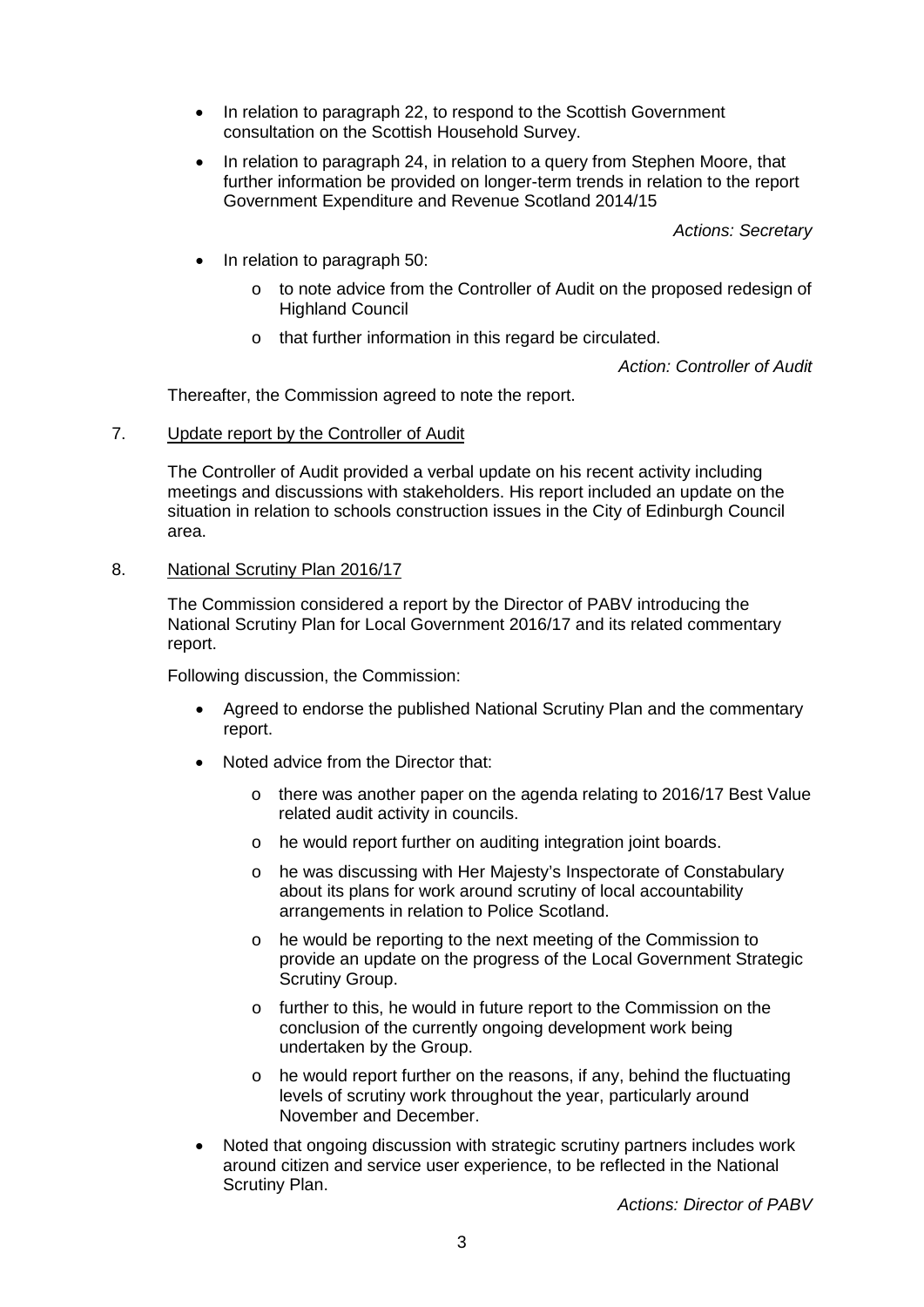- In relation to paragraph 22, to respond to the Scottish Government consultation on the Scottish Household Survey.
- In relation to paragraph 24, in relation to a query from Stephen Moore, that further information be provided on longer-term trends in relation to the report Government Expenditure and Revenue Scotland 2014/15

*Actions: Secretary*

- In relation to paragraph 50:
  - to note advice from the Controller of Audit on the proposed redesign of Highland Council
  - that further information in this regard be circulated.

*Action: Controller of Audit*

Thereafter, the Commission agreed to note the report.

7. Update report by the Controller of Audit

The Controller of Audit provided a verbal update on his recent activity including meetings and discussions with stakeholders. His report included an update on the situation in relation to schools construction issues in the City of Edinburgh Council area.

8. National Scrutiny Plan 2016/17

The Commission considered a report by the Director of PABV introducing the National Scrutiny Plan for Local Government 2016/17 and its related commentary report.

Following discussion, the Commission:

- Agreed to endorse the published National Scrutiny Plan and the commentary report.
- Noted advice from the Director that:
  - there was another paper on the agenda relating to 2016/17 Best Value related audit activity in councils.
  - he would report further on auditing integration joint boards.
  - he was discussing with Her Majesty's Inspectorate of Constabulary about its plans for work around scrutiny of local accountability arrangements in relation to Police Scotland.
  - he would be reporting to the next meeting of the Commission to provide an update on the progress of the Local Government Strategic Scrutiny Group.
  - further to this, he would in future report to the Commission on the conclusion of the currently ongoing development work being undertaken by the Group.
  - he would report further on the reasons, if any, behind the fluctuating levels of scrutiny work throughout the year, particularly around November and December.
- Noted that ongoing discussion with strategic scrutiny partners includes work around citizen and service user experience, to be reflected in the National Scrutiny Plan.

*Actions: Director of PABV*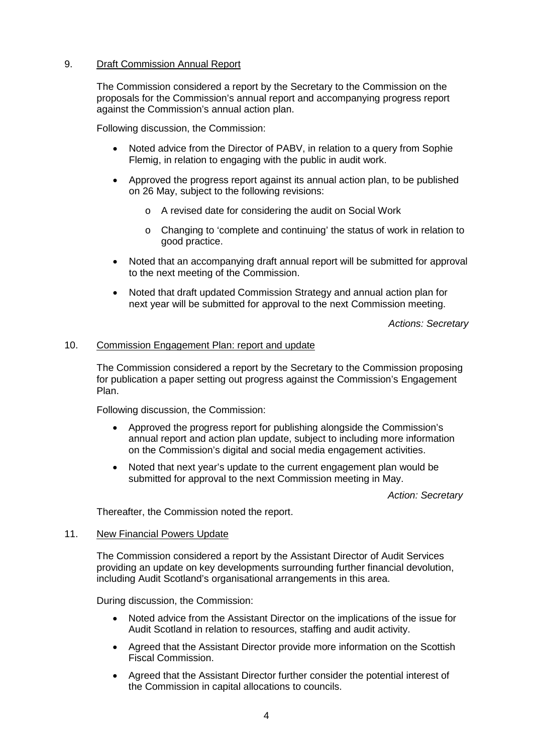9. <u>Draft Commission Annual Report</u>

The Commission considered a report by the Secretary to the Commission on the proposals for the Commission's annual report and accompanying progress report against the Commission's annual action plan.

Following discussion, the Commission:

- Noted advice from the Director of PABV, in relation to a query from Sophie Flemig, in relation to engaging with the public in audit work.
- Approved the progress report against its annual action plan, to be published on 26 May, subject to the following revisions:
    - A revised date for considering the audit on Social Work
    - Changing to 'complete and continuing' the status of work in relation to good practice.
- Noted that an accompanying draft annual report will be submitted for approval to the next meeting of the Commission.
- Noted that draft updated Commission Strategy and annual action plan for next year will be submitted for approval to the next Commission meeting.

*Actions: Secretary*

10. <u>Commission Engagement Plan: report and update</u>

The Commission considered a report by the Secretary to the Commission proposing for publication a paper setting out progress against the Commission's Engagement Plan.

Following discussion, the Commission:

- Approved the progress report for publishing alongside the Commission's annual report and action plan update, subject to including more information on the Commission's digital and social media engagement activities.
- Noted that next year's update to the current engagement plan would be submitted for approval to the next Commission meeting in May.

*Action: Secretary*

Thereafter, the Commission noted the report.

11. <u>New Financial Powers Update</u>

The Commission considered a report by the Assistant Director of Audit Services providing an update on key developments surrounding further financial devolution, including Audit Scotland's organisational arrangements in this area.

During discussion, the Commission:

- Noted advice from the Assistant Director on the implications of the issue for Audit Scotland in relation to resources, staffing and audit activity.
- Agreed that the Assistant Director provide more information on the Scottish Fiscal Commission.
- Agreed that the Assistant Director further consider the potential interest of the Commission in capital allocations to councils.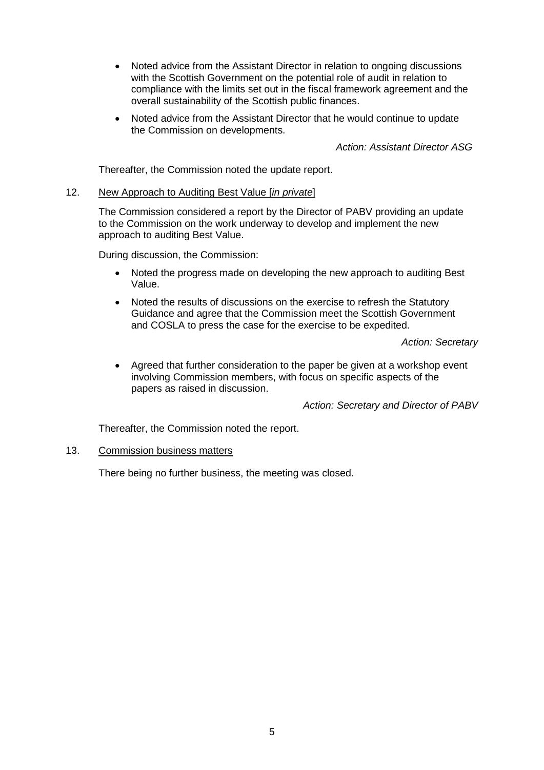- Noted advice from the Assistant Director in relation to ongoing discussions with the Scottish Government on the potential role of audit in relation to compliance with the limits set out in the fiscal framework agreement and the overall sustainability of the Scottish public finances.
- Noted advice from the Assistant Director that he would continue to update the Commission on developments.

*Action: Assistant Director ASG*

Thereafter, the Commission noted the update report.

12. New Approach to Auditing Best Value [*in private*]

The Commission considered a report by the Director of PABV providing an update to the Commission on the work underway to develop and implement the new approach to auditing Best Value.

During discussion, the Commission:

- Noted the progress made on developing the new approach to auditing Best Value.
- Noted the results of discussions on the exercise to refresh the Statutory Guidance and agree that the Commission meet the Scottish Government and COSLA to press the case for the exercise to be expedited.

*Action: Secretary*

- Agreed that further consideration to the paper be given at a workshop event involving Commission members, with focus on specific aspects of the papers as raised in discussion.

*Action: Secretary and Director of PABV*

Thereafter, the Commission noted the report.

13. Commission business matters

There being no further business, the meeting was closed.